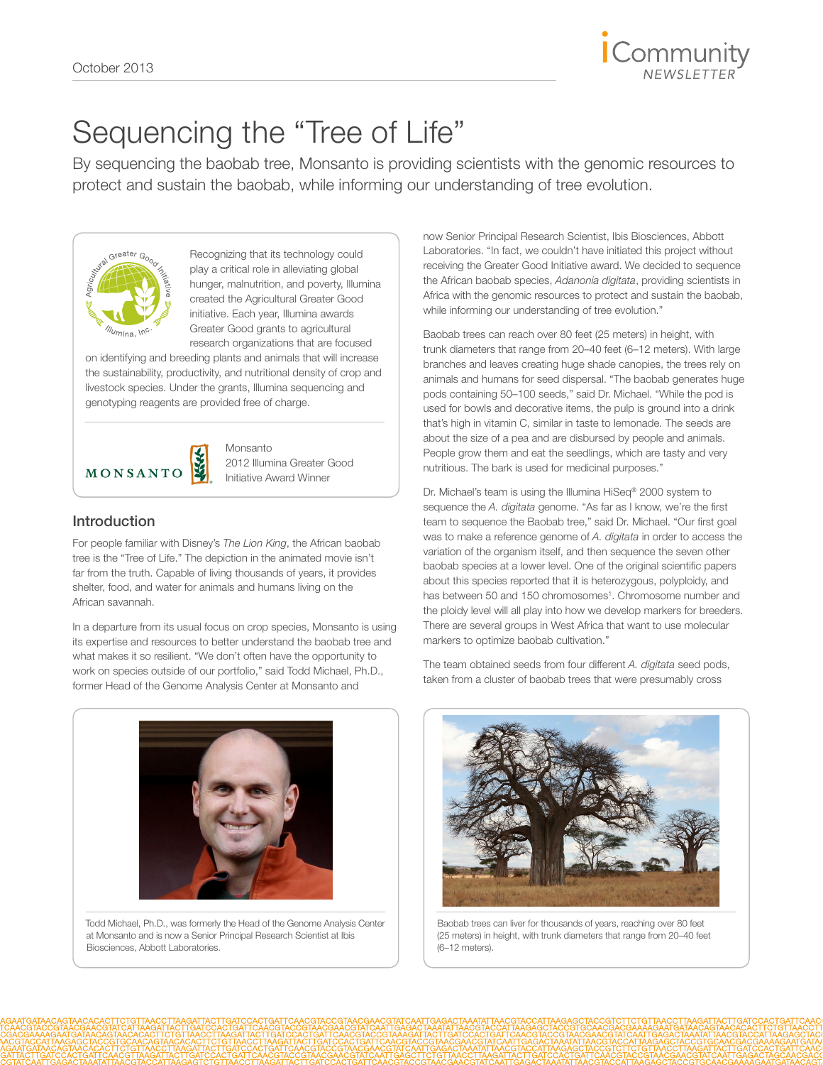# Sequencing the "Tree of Life"

By sequencing the baobab tree, Monsanto is providing scientists with the genomic resources to protect and sustain the baobab, while informing our understanding of tree evolution.

Recognizing that its technology could play a critical role in alleviating global hunger, malnutrition, and poverty, Illumina created the Agricultural Greater Good initiative. Each year, Illumina awards Greater Good grants to agricultural research organizations that are focused on identifying and breeding plants and animals that will increase the sustainability, productivity, and nutritional density of crop and livestock species. Under the grants, Illumina sequencing and genotyping reagents are provided free of charge.

Monsanto
2012 Illumina Greater Good Initiative Award Winner

## Introduction

For people familiar with Disney's *The Lion King*, the African baobab tree is the "Tree of Life." The depiction in the animated movie isn't far from the truth. Capable of living thousands of years, it provides shelter, food, and water for animals and humans living on the African savannah.

In a departure from its usual focus on crop species, Monsanto is using its expertise and resources to better understand the baobab tree and what makes it so resilient. "We don't often have the opportunity to work on species outside of our portfolio," said Todd Michael, Ph.D., former Head of the Genome Analysis Center at Monsanto and now Senior Principal Research Scientist, Ibis Biosciences, Abbott Laboratories. "In fact, we couldn't have initiated this project without receiving the Greater Good Initiative award. We decided to sequence the African baobab species, *Adanonia digitata*, providing scientists in Africa with the genomic resources to protect and sustain the baobab, while informing our understanding of tree evolution."

Baobab trees can reach over 80 feet (25 meters) in height, with trunk diameters that range from 20–40 feet (6–12 meters). With large branches and leaves creating huge shade canopies, the trees rely on animals and humans for seed dispersal. "The baobab generates huge pods containing 50–100 seeds," said Dr. Michael. "While the pod is used for bowls and decorative items, the pulp is ground into a drink that's high in vitamin C, similar in taste to lemonade. The seeds are about the size of a pea and are disbursed by people and animals. People grow them and eat the seedlings, which are tasty and very nutritious. The bark is used for medicinal purposes."

Dr. Michael's team is using the Illumina HiSeq® 2000 system to sequence the *A. digitata* genome. "As far as I know, we're the first team to sequence the Baobab tree," said Dr. Michael. "Our first goal was to make a reference genome of *A. digitata* in order to access the variation of the organism itself, and then sequence the seven other baobab species at a lower level. One of the original scientific papers about this species reported that it is heterozygous, polyploidy, and has between 50 and 150 chromosomes[1]. Chromosome number and the ploidy level will all play into how we develop markers for breeders. There are several groups in West Africa that want to use molecular markers to optimize baobab cultivation."

The team obtained seeds from four different *A. digitata* seed pods, taken from a cluster of baobab trees that were presumably cross

Todd Michael, Ph.D., was formerly the Head of the Genome Analysis Center at Monsanto and is now a Senior Principal Research Scientist at Ibis Biosciences, Abbott Laboratories.

Baobab trees can liver for thousands of years, reaching over 80 feet (25 meters) in height, with trunk diameters that range from 20–40 feet (6–12 meters).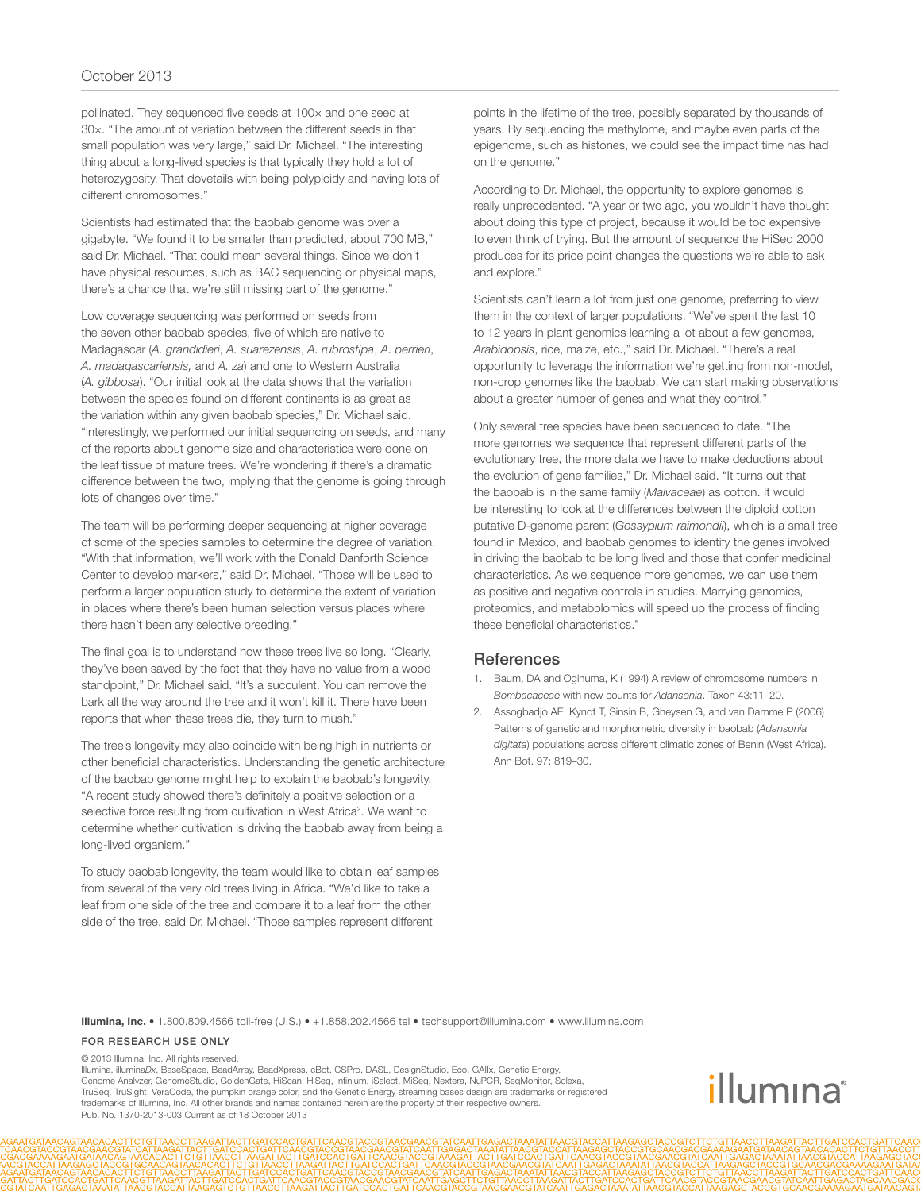pollinated. They sequenced five seeds at 100× and one seed at 30×. "The amount of variation between the different seeds in that small population was very large," said Dr. Michael. "The interesting thing about a long-lived species is that typically they hold a lot of heterozygosity. That dovetails with being polyploidy and having lots of different chromosomes."

Scientists had estimated that the baobab genome was over a gigabyte. "We found it to be smaller than predicted, about 700 MB," said Dr. Michael. "That could mean several things. Since we don't have physical resources, such as BAC sequencing or physical maps, there's a chance that we're still missing part of the genome."

Low coverage sequencing was performed on seeds from the seven other baobab species, five of which are native to Madagascar (*A. grandidieri*, *A. suarezensis*, *A. rubrostipa*, *A. perrieri*, *A. madagascariensis,* and *A. za*) and one to Western Australia (*A. gibbosa*). "Our initial look at the data shows that the variation between the species found on different continents is as great as the variation within any given baobab species," Dr. Michael said. "Interestingly, we performed our initial sequencing on seeds, and many of the reports about genome size and characteristics were done on the leaf tissue of mature trees. We're wondering if there's a dramatic difference between the two, implying that the genome is going through lots of changes over time."

The team will be performing deeper sequencing at higher coverage of some of the species samples to determine the degree of variation. "With that information, we'll work with the Donald Danforth Science Center to develop markers," said Dr. Michael. "Those will be used to perform a larger population study to determine the extent of variation in places where there's been human selection versus places where there hasn't been any selective breeding."

The final goal is to understand how these trees live so long. "Clearly, they've been saved by the fact that they have no value from a wood standpoint," Dr. Michael said. "It's a succulent. You can remove the bark all the way around the tree and it won't kill it. There have been reports that when these trees die, they turn to mush."

The tree's longevity may also coincide with being high in nutrients or other beneficial characteristics. Understanding the genetic architecture of the baobab genome might help to explain the baobab's longevity. "A recent study showed there's definitely a positive selection or a selective force resulting from cultivation in West Africa[2]. We want to determine whether cultivation is driving the baobab away from being a long-lived organism."

To study baobab longevity, the team would like to obtain leaf samples from several of the very old trees living in Africa. "We'd like to take a leaf from one side of the tree and compare it to a leaf from the other side of the tree, said Dr. Michael. "Those samples represent different points in the lifetime of the tree, possibly separated by thousands of years. By sequencing the methylome, and maybe even parts of the epigenome, such as histones, we could see the impact time has had on the genome."

According to Dr. Michael, the opportunity to explore genomes is really unprecedented. "A year or two ago, you wouldn't have thought about doing this type of project, because it would be too expensive to even think of trying. But the amount of sequence the HiSeq 2000 produces for its price point changes the questions we're able to ask and explore."

Scientists can't learn a lot from just one genome, preferring to view them in the context of larger populations. "We've spent the last 10 to 12 years in plant genomics learning a lot about a few genomes, *Arabidopsis*, rice, maize, etc.," said Dr. Michael. "There's a real opportunity to leverage the information we're getting from non-model, non-crop genomes like the baobab. We can start making observations about a greater number of genes and what they control."

Only several tree species have been sequenced to date. "The more genomes we sequence that represent different parts of the evolutionary tree, the more data we have to make deductions about the evolution of gene families," Dr. Michael said. "It turns out that the baobab is in the same family (*Malvaceae*) as cotton. It would be interesting to look at the differences between the diploid cotton putative D-genome parent (*Gossypium raimondii*), which is a small tree found in Mexico, and baobab genomes to identify the genes involved in driving the baobab to be long lived and those that confer medicinal characteristics. As we sequence more genomes, we can use them as positive and negative controls in studies. Marrying genomics, proteomics, and metabolomics will speed up the process of finding these beneficial characteristics."

## References

1. Baum, DA and Oginuma, K (1994) A review of chromosome numbers in *Bombacaceae* with new counts for *Adansonia*. Taxon 43:11–20.
2. Assogbadjo AE, Kyndt T, Sinsin B, Gheysen G, and van Damme P (2006) Patterns of genetic and morphometric diversity in baobab (*Adansonia digitata*) populations across different climatic zones of Benin (West Africa). Ann Bot. 97: 819–30.

**Illumina, Inc.** • 1.800.809.4566 toll-free (U.S.) • +1.858.202.4566 tel • techsupport@illumina.com • www.illumina.com

FOR RESEARCH USE ONLY

© 2013 Illumina, Inc. All rights reserved.
Illumina, illumina*Dx*, BaseSpace, BeadArray, BeadXpress, cBot, CSPro, DASL, DesignStudio, Eco, GAIIx, Genetic Energy, Genome Analyzer, GenomeStudio, GoldenGate, HiScan, HiSeq, Infinium, iSelect, MiSeq, Nextera, NuPCR, SeqMonitor, Solexa, TruSeq, TruSight, VeraCode, the pumpkin orange color, and the Genetic Energy streaming bases design are trademarks or registered trademarks of Illumina, Inc. All other brands and names contained herein are the property of their respective owners.
Pub. No. 1370-2013-003 Current as of 18 October 2013

illumina®